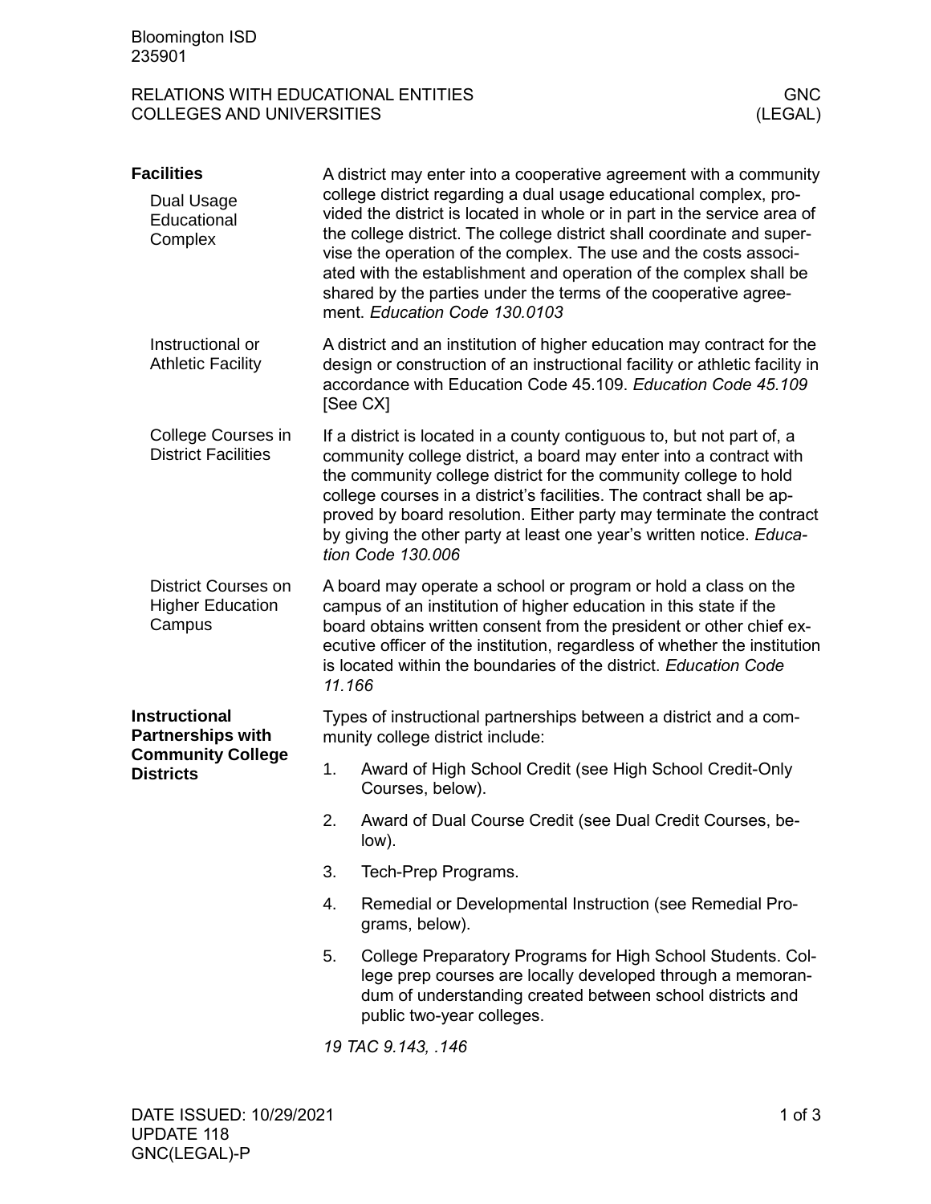Bloomington ISD
235901

RELATIONS WITH EDUCATIONAL ENTITIES — GNC
COLLEGES AND UNIVERSITIES — (LEGAL)

## Facilities

### Dual Usage Educational Complex

A district may enter into a cooperative agreement with a community college district regarding a dual usage educational complex, provided the district is located in whole or in part in the service area of the college district. The college district shall coordinate and supervise the operation of the complex. The use and the costs associated with the establishment and operation of the complex shall be shared by the parties under the terms of the cooperative agreement. *Education Code 130.0103*

### Instructional or Athletic Facility

A district and an institution of higher education may contract for the design or construction of an instructional facility or athletic facility in accordance with Education Code 45.109. *Education Code 45.109* [See CX]

### College Courses in District Facilities

If a district is located in a county contiguous to, but not part of, a community college district, a board may enter into a contract with the community college district for the community college to hold college courses in a district's facilities. The contract shall be approved by board resolution. Either party may terminate the contract by giving the other party at least one year's written notice. *Education Code 130.006*

### District Courses on Higher Education Campus

A board may operate a school or program or hold a class on the campus of an institution of higher education in this state if the board obtains written consent from the president or other chief executive officer of the institution, regardless of whether the institution is located within the boundaries of the district. *Education Code 11.166*

## Instructional Partnerships with Community College Districts

Types of instructional partnerships between a district and a community college district include:

1. Award of High School Credit (see High School Credit-Only Courses, below).
2. Award of Dual Course Credit (see Dual Credit Courses, below).
3. Tech-Prep Programs.
4. Remedial or Developmental Instruction (see Remedial Programs, below).
5. College Preparatory Programs for High School Students. College prep courses are locally developed through a memorandum of understanding created between school districts and public two-year colleges.

*19 TAC 9.143, .146*

DATE ISSUED: 10/29/2021
UPDATE 118
GNC(LEGAL)-P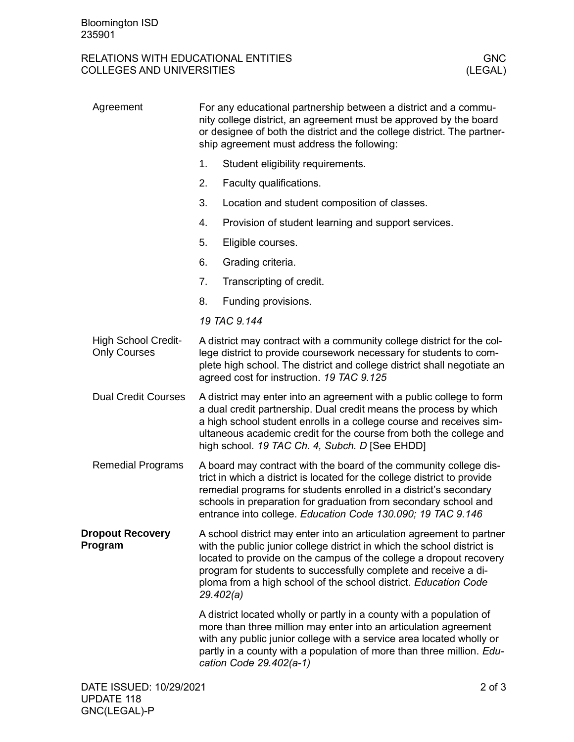### Agreement

For any educational partnership between a district and a community college district, an agreement must be approved by the board or designee of both the district and the college district. The partnership agreement must address the following:

1. Student eligibility requirements.
2. Faculty qualifications.
3. Location and student composition of classes.
4. Provision of student learning and support services.
5. Eligible courses.
6. Grading criteria.
7. Transcripting of credit.
8. Funding provisions.

*19 TAC 9.144*

### High School Credit-Only Courses

A district may contract with a community college district for the college district to provide coursework necessary for students to complete high school. The district and college district shall negotiate an agreed cost for instruction. *19 TAC 9.125*

### Dual Credit Courses

A district may enter into an agreement with a public college to form a dual credit partnership. Dual credit means the process by which a high school student enrolls in a college course and receives simultaneous academic credit for the course from both the college and high school. *19 TAC Ch. 4, Subch. D* [See EHDD]

### Remedial Programs

A board may contract with the board of the community college district in which a district is located for the college district to provide remedial programs for students enrolled in a district's secondary schools in preparation for graduation from secondary school and entrance into college. *Education Code 130.090; 19 TAC 9.146*

## Dropout Recovery Program

A school district may enter into an articulation agreement to partner with the public junior college district in which the school district is located to provide on the campus of the college a dropout recovery program for students to successfully complete and receive a diploma from a high school of the school district. *Education Code 29.402(a)*

A district located wholly or partly in a county with a population of more than three million may enter into an articulation agreement with any public junior college with a service area located wholly or partly in a county with a population of more than three million. *Education Code 29.402(a-1)*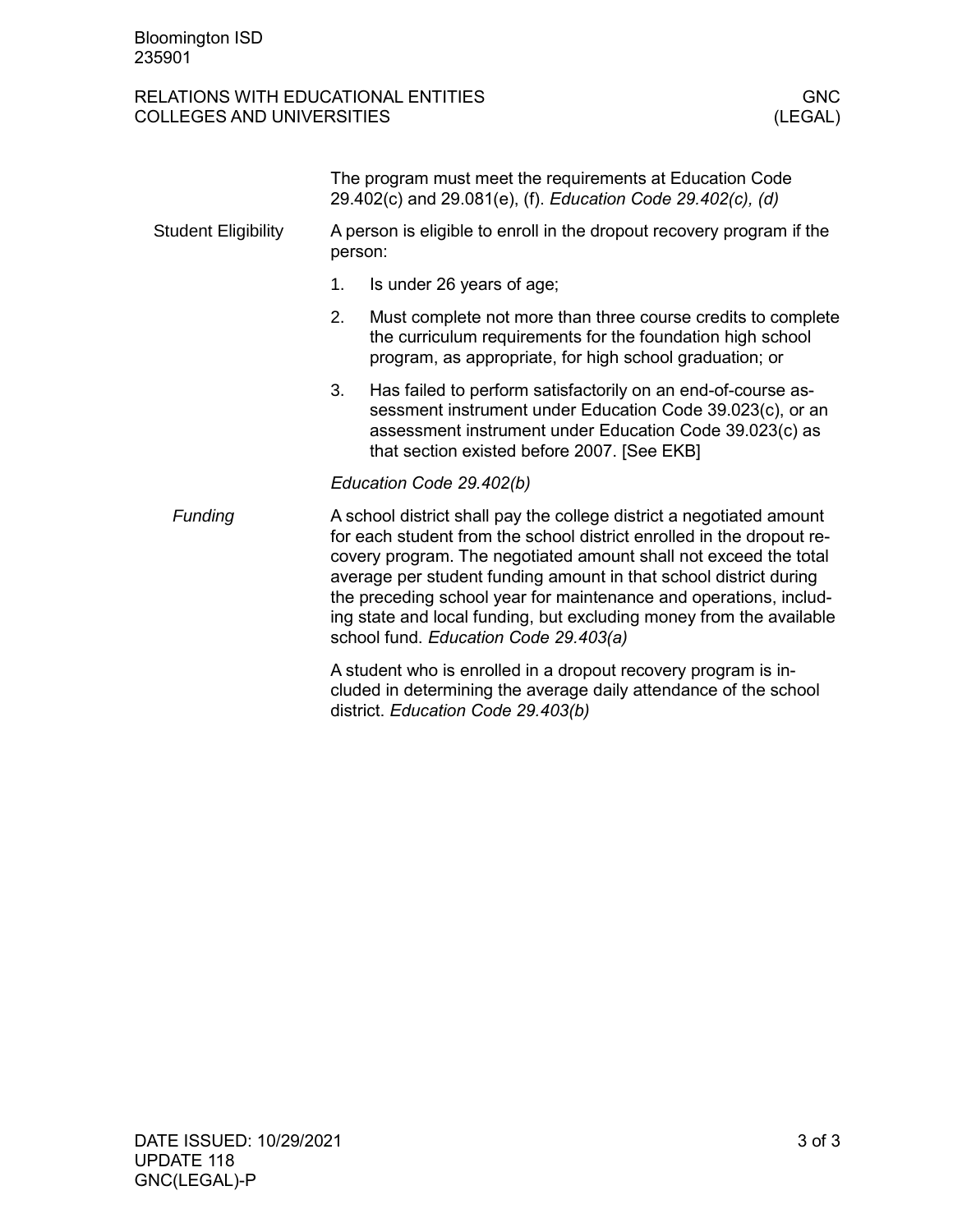The program must meet the requirements at Education Code 29.402(c) and 29.081(e), (f). *Education Code 29.402(c), (d)*

**Student Eligibility**

A person is eligible to enroll in the dropout recovery program if the person:

1. Is under 26 years of age;
2. Must complete not more than three course credits to complete the curriculum requirements for the foundation high school program, as appropriate, for high school graduation; or
3. Has failed to perform satisfactorily on an end-of-course assessment instrument under Education Code 39.023(c), or an assessment instrument under Education Code 39.023(c) as that section existed before 2007. [See EKB]

*Education Code 29.402(b)*

***Funding***

A school district shall pay the college district a negotiated amount for each student from the school district enrolled in the dropout recovery program. The negotiated amount shall not exceed the total average per student funding amount in that school district during the preceding school year for maintenance and operations, including state and local funding, but excluding money from the available school fund. *Education Code 29.403(a)*

A student who is enrolled in a dropout recovery program is included in determining the average daily attendance of the school district. *Education Code 29.403(b)*